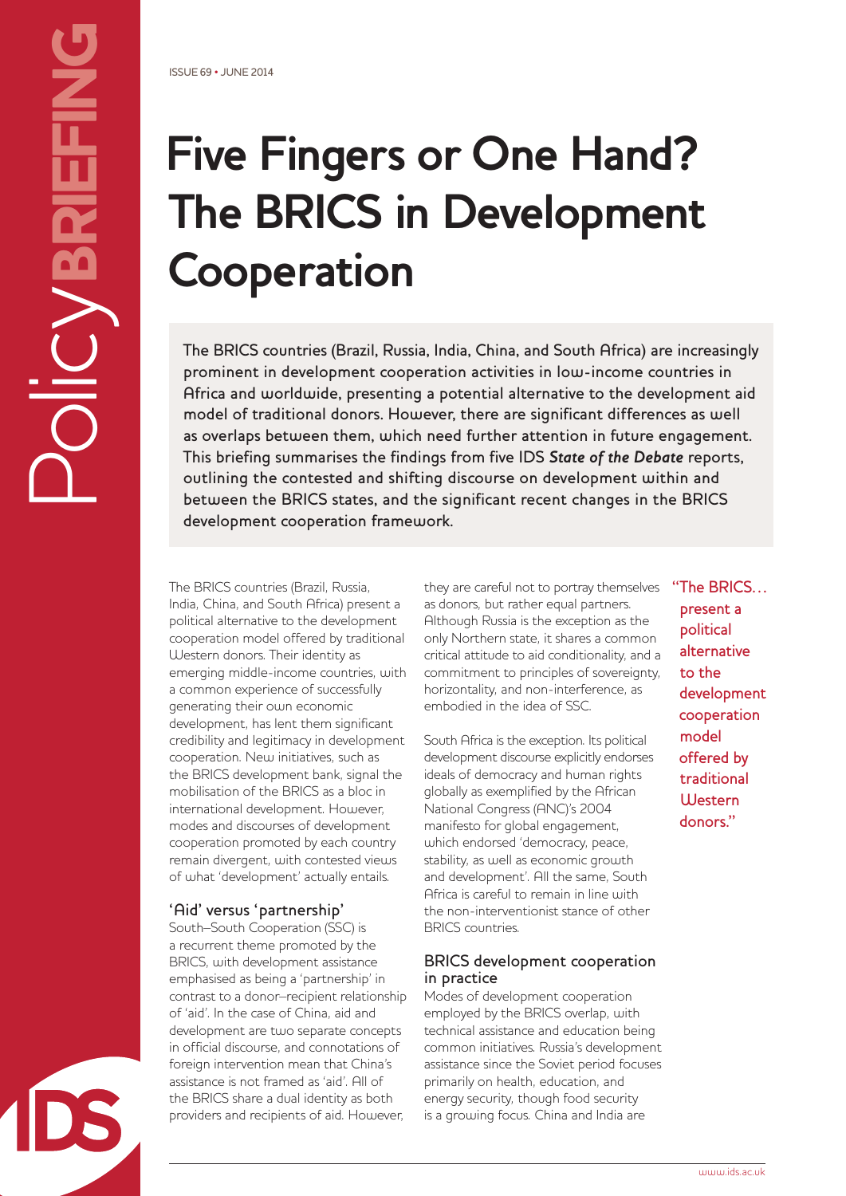ISSUE 69 • JUNE 2014

# Five Fingers or One Hand? The BRICS in Development Cooperation

**The BRICS countries (Brazil, Russia, India, China, and South Africa) are increasingly prominent in development cooperation activities in low-income countries in Africa and worldwide, presenting a potential alternative to the development aid model of traditional donors. However, there are significant differences as well as overlaps between them, which need further attention in future engagement. This briefing summarises the findings from five IDS *State of the Debate* reports, outlining the contested and shifting discourse on development within and between the BRICS states, and the significant recent changes in the BRICS development cooperation framework.**

The BRICS countries (Brazil, Russia, India, China, and South Africa) present a political alternative to the development cooperation model offered by traditional Western donors. Their identity as emerging middle-income countries, with a common experience of successfully generating their own economic development, has lent them significant credibility and legitimacy in development cooperation. New initiatives, such as the BRICS development bank, signal the mobilisation of the BRICS as a bloc in international development. However, modes and discourses of development cooperation promoted by each country remain divergent, with contested views of what 'development' actually entails.

## 'Aid' versus 'partnership'

South–South Cooperation (SSC) is a recurrent theme promoted by the BRICS, with development assistance emphasised as being a 'partnership' in contrast to a donor–recipient relationship of 'aid'. In the case of China, aid and development are two separate concepts in official discourse, and connotations of foreign intervention mean that China's assistance is not framed as 'aid'. All of the BRICS share a dual identity as both providers and recipients of aid. However, they are careful not to portray themselves as donors, but rather equal partners. Although Russia is the exception as the only Northern state, it shares a common critical attitude to aid conditionality, and a commitment to principles of sovereignty, horizontality, and non-interference, as embodied in the idea of SSC.

South Africa is the exception. Its political development discourse explicitly endorses ideals of democracy and human rights globally as exemplified by the African National Congress (ANC)'s 2004 manifesto for global engagement, which endorsed 'democracy, peace, stability, as well as economic growth and development'. All the same, South Africa is careful to remain in line with the non-interventionist stance of other BRICS countries.

> "The BRICS… present a political alternative to the development cooperation model offered by traditional Western donors."

## BRICS development cooperation in practice

Modes of development cooperation employed by the BRICS overlap, with technical assistance and education being common initiatives. Russia's development assistance since the Soviet period focuses primarily on health, education, and energy security, though food security is a growing focus. China and India are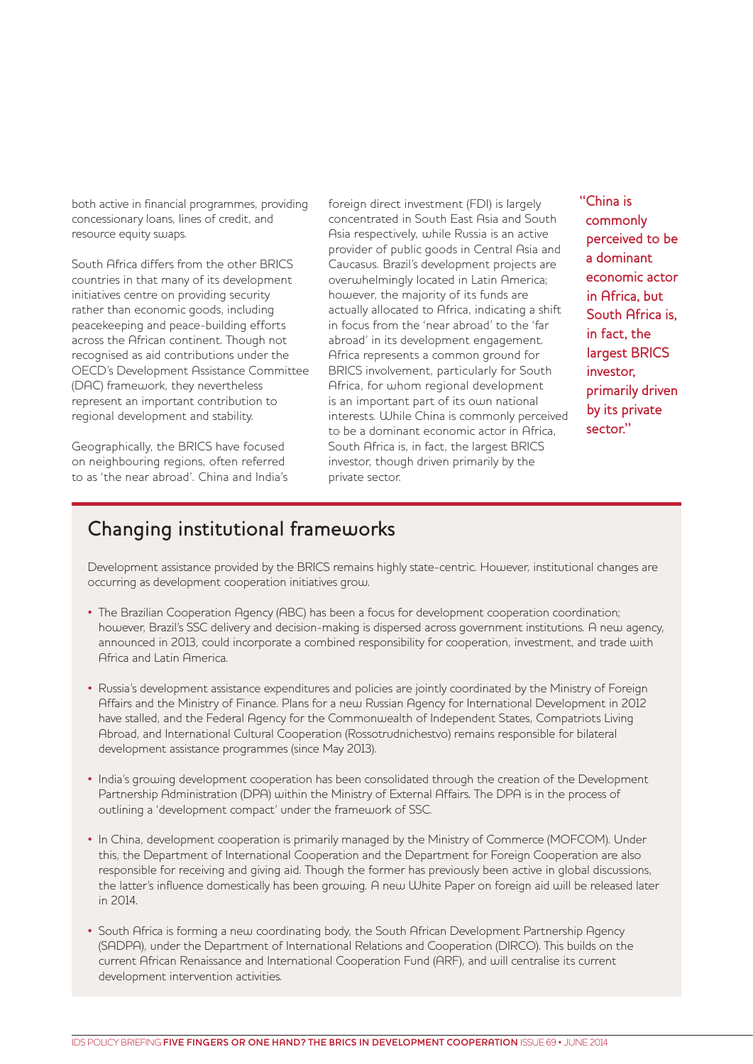both active in financial programmes, providing concessionary loans, lines of credit, and resource equity swaps.

South Africa differs from the other BRICS countries in that many of its development initiatives centre on providing security rather than economic goods, including peacekeeping and peace-building efforts across the African continent. Though not recognised as aid contributions under the OECD's Development Assistance Committee (DAC) framework, they nevertheless represent an important contribution to regional development and stability.

Geographically, the BRICS have focused on neighbouring regions, often referred to as 'the near abroad'. China and India's foreign direct investment (FDI) is largely concentrated in South East Asia and South Asia respectively, while Russia is an active provider of public goods in Central Asia and Caucasus. Brazil's development projects are overwhelmingly located in Latin America; however, the majority of its funds are actually allocated to Africa, indicating a shift in focus from the 'near abroad' to the 'far abroad' in its development engagement. Africa represents a common ground for BRICS involvement, particularly for South Africa, for whom regional development is an important part of its own national interests. While China is commonly perceived to be a dominant economic actor in Africa, South Africa is, in fact, the largest BRICS investor, though driven primarily by the private sector.

> "China is commonly perceived to be a dominant economic actor in Africa, but South Africa is, in fact, the largest BRICS investor, primarily driven by its private sector."

## Changing institutional frameworks

Development assistance provided by the BRICS remains highly state-centric. However, institutional changes are occurring as development cooperation initiatives grow.

- The Brazilian Cooperation Agency (ABC) has been a focus for development cooperation coordination; however, Brazil's SSC delivery and decision-making is dispersed across government institutions. A new agency, announced in 2013, could incorporate a combined responsibility for cooperation, investment, and trade with Africa and Latin America.
- Russia's development assistance expenditures and policies are jointly coordinated by the Ministry of Foreign Affairs and the Ministry of Finance. Plans for a new Russian Agency for International Development in 2012 have stalled, and the Federal Agency for the Commonwealth of Independent States, Compatriots Living Abroad, and International Cultural Cooperation (Rossotrudnichestvo) remains responsible for bilateral development assistance programmes (since May 2013).
- India's growing development cooperation has been consolidated through the creation of the Development Partnership Administration (DPA) within the Ministry of External Affairs. The DPA is in the process of outlining a 'development compact' under the framework of SSC.
- In China, development cooperation is primarily managed by the Ministry of Commerce (MOFCOM). Under this, the Department of International Cooperation and the Department for Foreign Cooperation are also responsible for receiving and giving aid. Though the former has previously been active in global discussions, the latter's influence domestically has been growing. A new White Paper on foreign aid will be released later in 2014.
- South Africa is forming a new coordinating body, the South African Development Partnership Agency (SADPA), under the Department of International Relations and Cooperation (DIRCO). This builds on the current African Renaissance and International Cooperation Fund (ARF), and will centralise its current development intervention activities.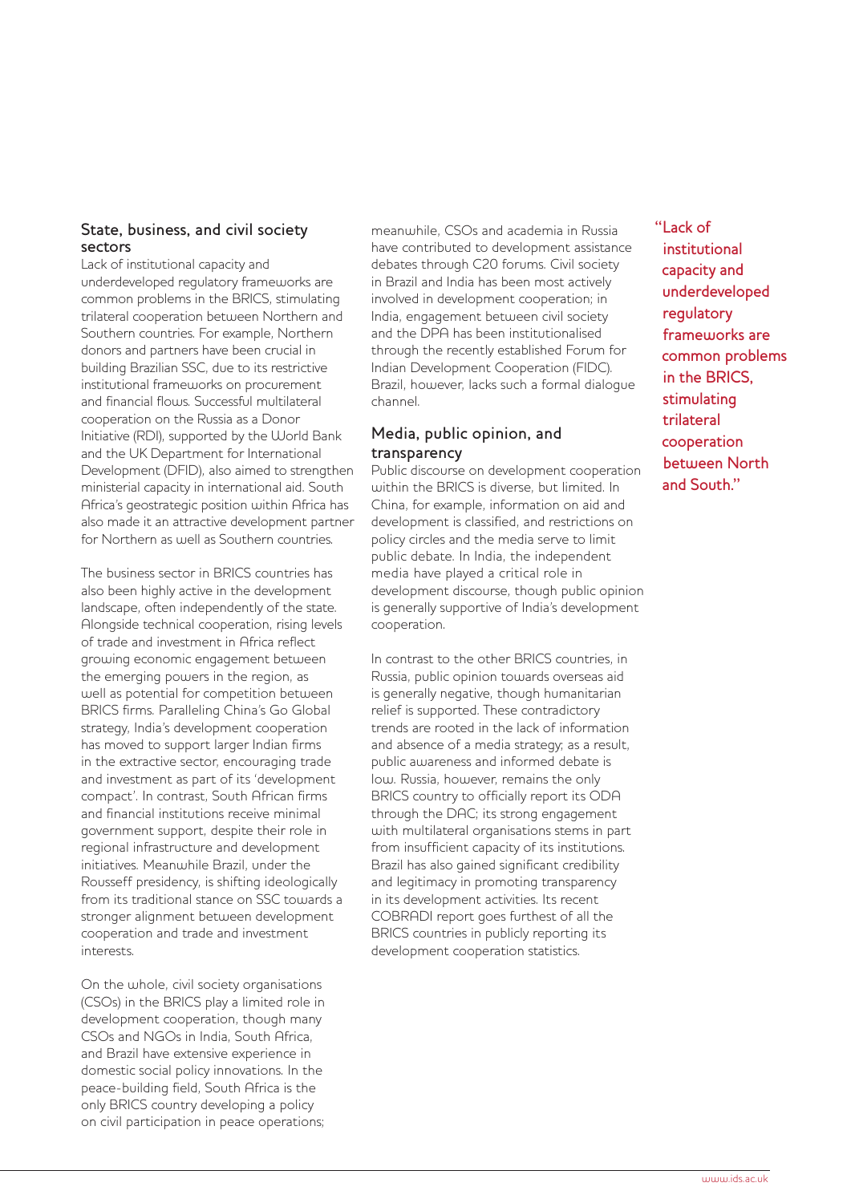### State, business, and civil society sectors

Lack of institutional capacity and underdeveloped regulatory frameworks are common problems in the BRICS, stimulating trilateral cooperation between Northern and Southern countries. For example, Northern donors and partners have been crucial in building Brazilian SSC, due to its restrictive institutional frameworks on procurement and financial flows. Successful multilateral cooperation on the Russia as a Donor Initiative (RDI), supported by the World Bank and the UK Department for International Development (DFID), also aimed to strengthen ministerial capacity in international aid. South Africa's geostrategic position within Africa has also made it an attractive development partner for Northern as well as Southern countries.

The business sector in BRICS countries has also been highly active in the development landscape, often independently of the state. Alongside technical cooperation, rising levels of trade and investment in Africa reflect growing economic engagement between the emerging powers in the region, as well as potential for competition between BRICS firms. Paralleling China's Go Global strategy, India's development cooperation has moved to support larger Indian firms in the extractive sector, encouraging trade and investment as part of its 'development compact'. In contrast, South African firms and financial institutions receive minimal government support, despite their role in regional infrastructure and development initiatives. Meanwhile Brazil, under the Rousseff presidency, is shifting ideologically from its traditional stance on SSC towards a stronger alignment between development cooperation and trade and investment interests.

On the whole, civil society organisations (CSOs) in the BRICS play a limited role in development cooperation, though many CSOs and NGOs in India, South Africa, and Brazil have extensive experience in domestic social policy innovations. In the peace-building field, South Africa is the only BRICS country developing a policy on civil participation in peace operations; meanwhile, CSOs and academia in Russia have contributed to development assistance debates through C20 forums. Civil society in Brazil and India has been most actively involved in development cooperation; in India, engagement between civil society and the DPA has been institutionalised through the recently established Forum for Indian Development Cooperation (FIDC). Brazil, however, lacks such a formal dialogue channel.

### Media, public opinion, and transparency

Public discourse on development cooperation within the BRICS is diverse, but limited. In China, for example, information on aid and development is classified, and restrictions on policy circles and the media serve to limit public debate. In India, the independent media have played a critical role in development discourse, though public opinion is generally supportive of India's development cooperation.

In contrast to the other BRICS countries, in Russia, public opinion towards overseas aid is generally negative, though humanitarian relief is supported. These contradictory trends are rooted in the lack of information and absence of a media strategy; as a result, public awareness and informed debate is low. Russia, however, remains the only BRICS country to officially report its ODA through the DAC; its strong engagement with multilateral organisations stems in part from insufficient capacity of its institutions. Brazil has also gained significant credibility and legitimacy in promoting transparency in its development activities. Its recent COBRADI report goes furthest of all the BRICS countries in publicly reporting its development cooperation statistics.

> "Lack of institutional capacity and underdeveloped regulatory frameworks are common problems in the BRICS, stimulating trilateral cooperation between North and South."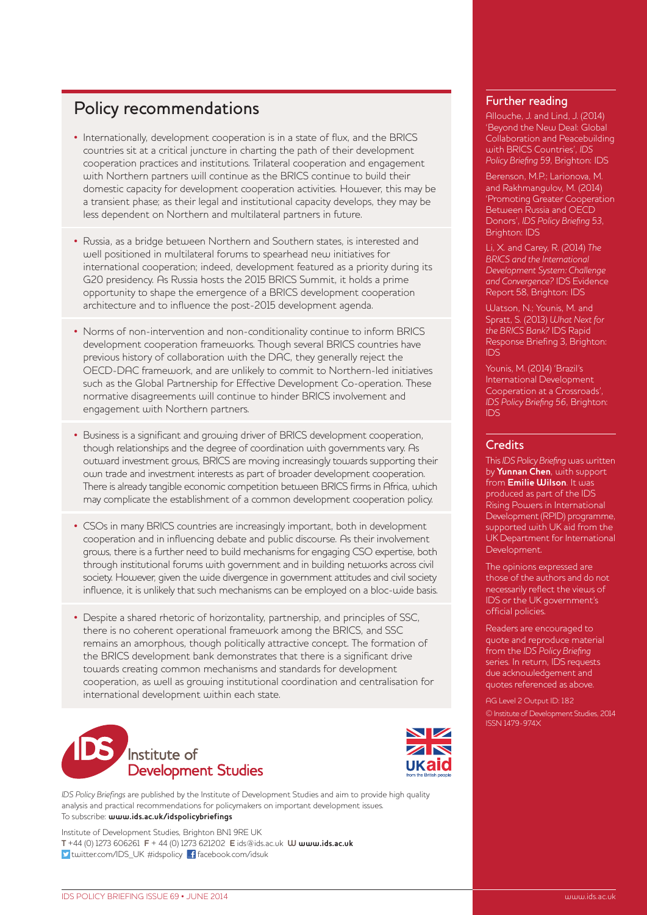## Policy recommendations

- Internationally, development cooperation is in a state of flux, and the BRICS countries sit at a critical juncture in charting the path of their development cooperation practices and institutions. Trilateral cooperation and engagement with Northern partners will continue as the BRICS continue to build their domestic capacity for development cooperation activities. However, this may be a transient phase; as their legal and institutional capacity develops, they may be less dependent on Northern and multilateral partners in future.
- Russia, as a bridge between Northern and Southern states, is interested and well positioned in multilateral forums to spearhead new initiatives for international cooperation; indeed, development featured as a priority during its G20 presidency. As Russia hosts the 2015 BRICS Summit, it holds a prime opportunity to shape the emergence of a BRICS development cooperation architecture and to influence the post-2015 development agenda.
- Norms of non-intervention and non-conditionality continue to inform BRICS development cooperation frameworks. Though several BRICS countries have previous history of collaboration with the DAC, they generally reject the OECD-DAC framework, and are unlikely to commit to Northern-led initiatives such as the Global Partnership for Effective Development Co-operation. These normative disagreements will continue to hinder BRICS involvement and engagement with Northern partners.
- Business is a significant and growing driver of BRICS development cooperation, though relationships and the degree of coordination with governments vary. As outward investment grows, BRICS are moving increasingly towards supporting their own trade and investment interests as part of broader development cooperation. There is already tangible economic competition between BRICS firms in Africa, which may complicate the establishment of a common development cooperation policy.
- CSOs in many BRICS countries are increasingly important, both in development cooperation and in influencing debate and public discourse. As their involvement grows, there is a further need to build mechanisms for engaging CSO expertise, both through institutional forums with government and in building networks across civil society. However, given the wide divergence in government attitudes and civil society influence, it is unlikely that such mechanisms can be employed on a bloc-wide basis.
- Despite a shared rhetoric of horizontality, partnership, and principles of SSC, there is no coherent operational framework among the BRICS, and SSC remains an amorphous, though politically attractive concept. The formation of the BRICS development bank demonstrates that there is a significant drive towards creating common mechanisms and standards for development cooperation, as well as growing institutional coordination and centralisation for international development within each state.

IDS Institute of Development Studies

UKaid from the British people

*IDS Policy Briefings* are published by the Institute of Development Studies and aim to provide high quality analysis and practical recommendations for policymakers on important development issues.
To subscribe: **www.ids.ac.uk/idspolicybriefings**

Institute of Development Studies, Brighton BN1 9RE UK
**T** +44 (0) 1273 606261 **F** + 44 (0) 1273 621202 **E** ids@ids.ac.uk **W** **www.ids.ac.uk**
twitter.com/IDS_UK #idspolicy facebook.com/idsuk

## Further reading

Allouche, J. and Lind, J. (2014) 'Beyond the New Deal: Global Collaboration and Peacebuilding with BRICS Countries', *IDS Policy Briefing 59*, Brighton: IDS

Berenson, M.P.; Larionova, M. and Rakhmangulov, M. (2014) 'Promoting Greater Cooperation Between Russia and OECD Donors', *IDS Policy Briefing 53*, Brighton: IDS

Li, X. and Carey, R. (2014) *The BRICS and the International Development System: Challenge and Convergence?* IDS Evidence Report 58, Brighton: IDS

Watson, N.; Younis, M. and Spratt, S. (2013) *What Next for the BRICS Bank?* IDS Rapid Response Briefing 3, Brighton: IDS

Younis, M. (2014) 'Brazil's International Development Cooperation at a Crossroads', *IDS Policy Briefing 56*, Brighton: IDS

## Credits

This *IDS Policy Briefing* was written by **Yunnan Chen**, with support from **Emilie Wilson**. It was produced as part of the IDS Rising Powers in International Development (RPID) programme, supported with UK aid from the UK Department for International Development.

The opinions expressed are those of the authors and do not necessarily reflect the views of IDS or the UK government's official policies.

Readers are encouraged to quote and reproduce material from the *IDS Policy Briefing* series. In return, IDS requests due acknowledgement and quotes referenced as above.

AG Level 2 Output ID: 182

© Institute of Development Studies, 2014
ISSN 1479-974X